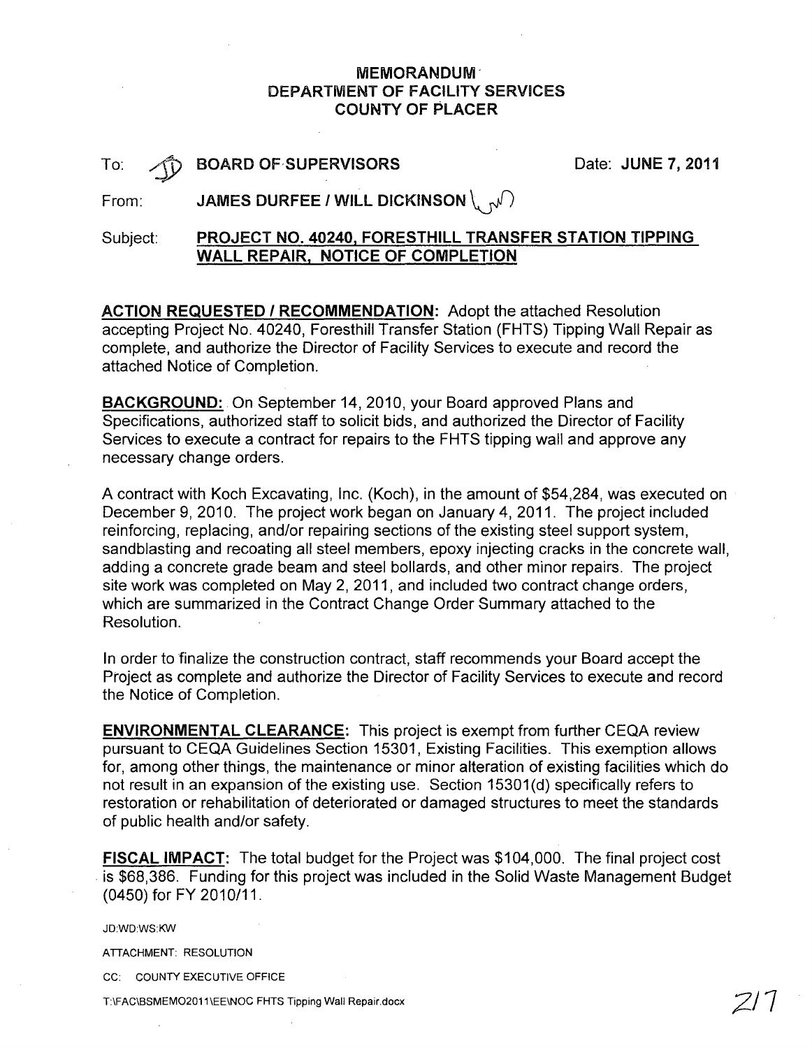# MEMORANDUM
## DEPARTMENT OF FACILITY SERVICES
## COUNTY OF PLACER

To: **BOARD OF SUPERVISORS** Date: **JUNE 7, 2011**

From: **JAMES DURFEE / WILL DICKINSON**

Subject: **PROJECT NO. 40240, FORESTHILL TRANSFER STATION TIPPING WALL REPAIR, NOTICE OF COMPLETION**

**ACTION REQUESTED / RECOMMENDATION:** Adopt the attached Resolution accepting Project No. 40240, Foresthill Transfer Station (FHTS) Tipping Wall Repair as complete, and authorize the Director of Facility Services to execute and record the attached Notice of Completion.

**BACKGROUND:** On September 14, 2010, your Board approved Plans and Specifications, authorized staff to solicit bids, and authorized the Director of Facility Services to execute a contract for repairs to the FHTS tipping wall and approve any necessary change orders.

A contract with Koch Excavating, Inc. (Koch), in the amount of $54,284, was executed on December 9, 2010. The project work began on January 4, 2011. The project included reinforcing, replacing, and/or repairing sections of the existing steel support system, sandblasting and recoating all steel members, epoxy injecting cracks in the concrete wall, adding a concrete grade beam and steel bollards, and other minor repairs. The project site work was completed on May 2, 2011, and included two contract change orders, which are summarized in the Contract Change Order Summary attached to the Resolution.

In order to finalize the construction contract, staff recommends your Board accept the Project as complete and authorize the Director of Facility Services to execute and record the Notice of Completion.

**ENVIRONMENTAL CLEARANCE:** This project is exempt from further CEQA review pursuant to CEQA Guidelines Section 15301, Existing Facilities. This exemption allows for, among other things, the maintenance or minor alteration of existing facilities which do not result in an expansion of the existing use. Section 15301(d) specifically refers to restoration or rehabilitation of deteriorated or damaged structures to meet the standards of public health and/or safety.

**FISCAL IMPACT:** The total budget for the Project was $104,000. The final project cost is $68,386. Funding for this project was included in the Solid Waste Management Budget (0450) for FY 2010/11.

JD:WD:WS:KW

ATTACHMENT: RESOLUTION

CC: COUNTY EXECUTIVE OFFICE

T:\FAC\BSMEMO2011\EE\NOC FHTS Tipping Wall Repair.docx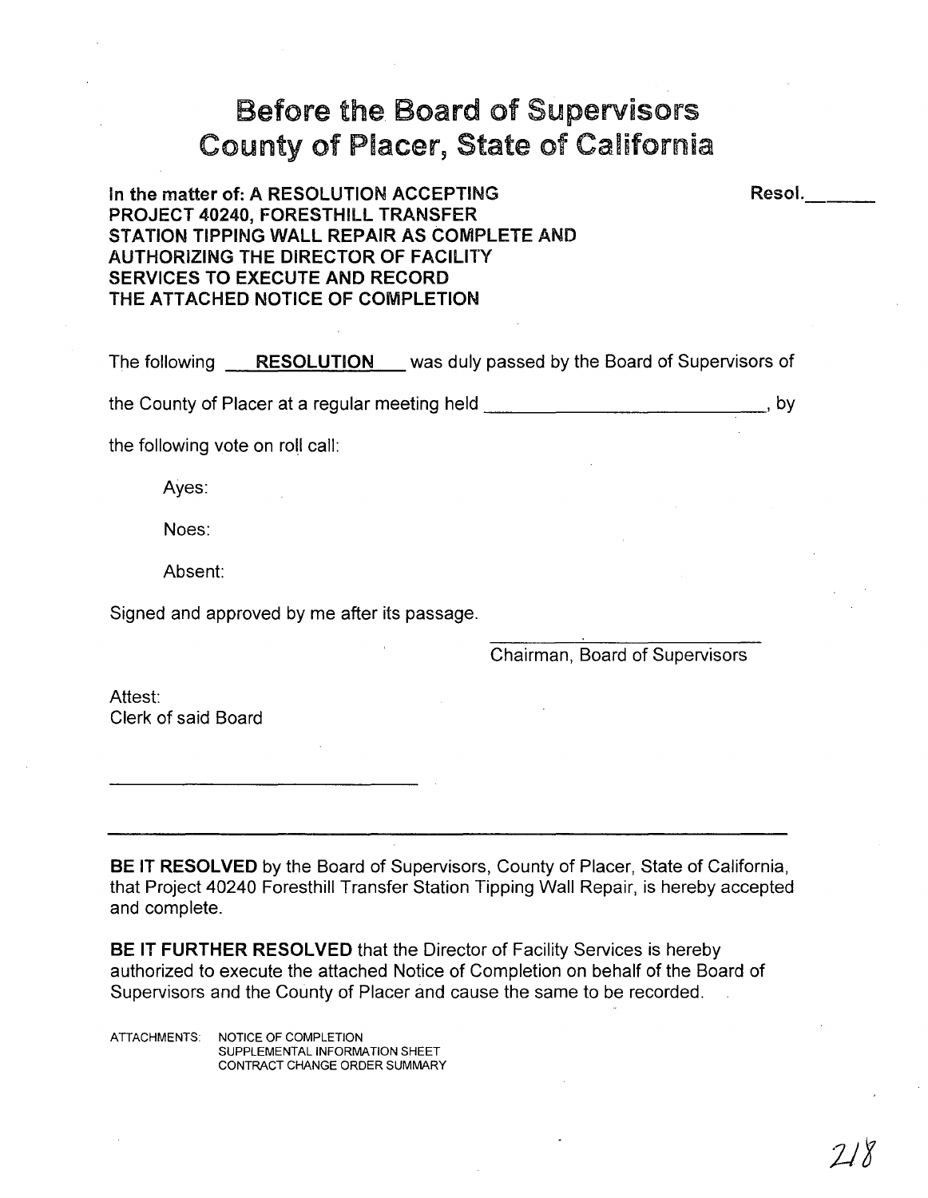# Before the Board of Supervisors
# County of Placer, State of California

**In the matter of: A RESOLUTION ACCEPTING PROJECT 40240, FORESTHILL TRANSFER STATION TIPPING WALL REPAIR AS COMPLETE AND AUTHORIZING THE DIRECTOR OF FACILITY SERVICES TO EXECUTE AND RECORD THE ATTACHED NOTICE OF COMPLETION**

**Resol.**\_\_\_\_\_\_

The following **RESOLUTION** was duly passed by the Board of Supervisors of the County of Placer at a regular meeting held \_\_\_\_\_\_\_\_\_\_\_\_\_\_\_\_\_\_\_\_\_\_\_\_\_\_\_\_, by the following vote on roll call:

Ayes:

Noes:

Absent:

Signed and approved by me after its passage.

\_\_\_\_\_\_\_\_\_\_\_\_\_\_\_\_\_\_\_\_\_\_\_\_\_\_\_\_
Chairman, Board of Supervisors

Attest:
Clerk of said Board

\_\_\_\_\_\_\_\_\_\_\_\_\_\_\_\_\_\_\_\_\_\_\_\_\_\_\_\_

---

**BE IT RESOLVED** by the Board of Supervisors, County of Placer, State of California, that Project 40240 Foresthill Transfer Station Tipping Wall Repair, is hereby accepted and complete.

**BE IT FURTHER RESOLVED** that the Director of Facility Services is hereby authorized to execute the attached Notice of Completion on behalf of the Board of Supervisors and the County of Placer and cause the same to be recorded.

ATTACHMENTS: NOTICE OF COMPLETION
SUPPLEMENTAL INFORMATION SHEET
CONTRACT CHANGE ORDER SUMMARY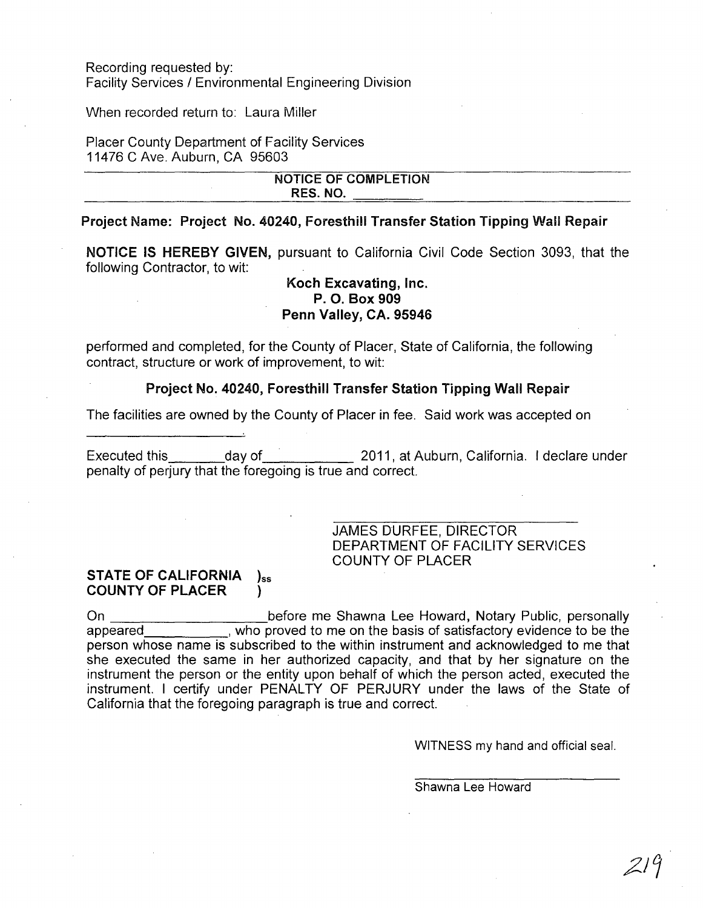Recording requested by:
Facility Services / Environmental Engineering Division

When recorded return to: Laura Miller

Placer County Department of Facility Services
11476 C Ave. Auburn, CA 95603

---

**NOTICE OF COMPLETION**
**RES. NO. \_\_\_\_\_\_\_\_\_**

---

**Project Name: Project No. 40240, Foresthill Transfer Station Tipping Wall Repair**

**NOTICE IS HEREBY GIVEN,** pursuant to California Civil Code Section 3093, that the following Contractor, to wit:

**Koch Excavating, Inc.**
**P. O. Box 909**
**Penn Valley, CA. 95946**

performed and completed, for the County of Placer, State of California, the following contract, structure or work of improvement, to wit:

**Project No. 40240, Foresthill Transfer Station Tipping Wall Repair**

The facilities are owned by the County of Placer in fee. Said work was accepted on \_\_\_\_\_\_\_\_\_\_\_\_\_\_\_\_\_\_\_\_\_\_.

Executed this\_\_\_\_\_\_\_\_day of\_\_\_\_\_\_\_\_\_\_\_\_ 2011, at Auburn, California. I declare under penalty of perjury that the foregoing is true and correct.

\_\_\_\_\_\_\_\_\_\_\_\_\_\_\_\_\_\_\_\_\_\_\_\_\_\_\_\_\_\_
JAMES DURFEE, DIRECTOR
DEPARTMENT OF FACILITY SERVICES
COUNTY OF PLACER

**STATE OF CALIFORNIA** )ss
**COUNTY OF PLACER** )

On \_\_\_\_\_\_\_\_\_\_\_\_\_\_\_\_\_\_\_\_\_before me Shawna Lee Howard, Notary Public, personally appeared\_\_\_\_\_\_\_\_\_\_\_\_, who proved to me on the basis of satisfactory evidence to be the person whose name is subscribed to the within instrument and acknowledged to me that she executed the same in her authorized capacity, and that by her signature on the instrument the person or the entity upon behalf of which the person acted, executed the instrument. I certify under PENALTY OF PERJURY under the laws of the State of California that the foregoing paragraph is true and correct.

WITNESS my hand and official seal.

\_\_\_\_\_\_\_\_\_\_\_\_\_\_\_\_\_\_\_\_\_\_\_\_\_\_\_\_\_\_
Shawna Lee Howard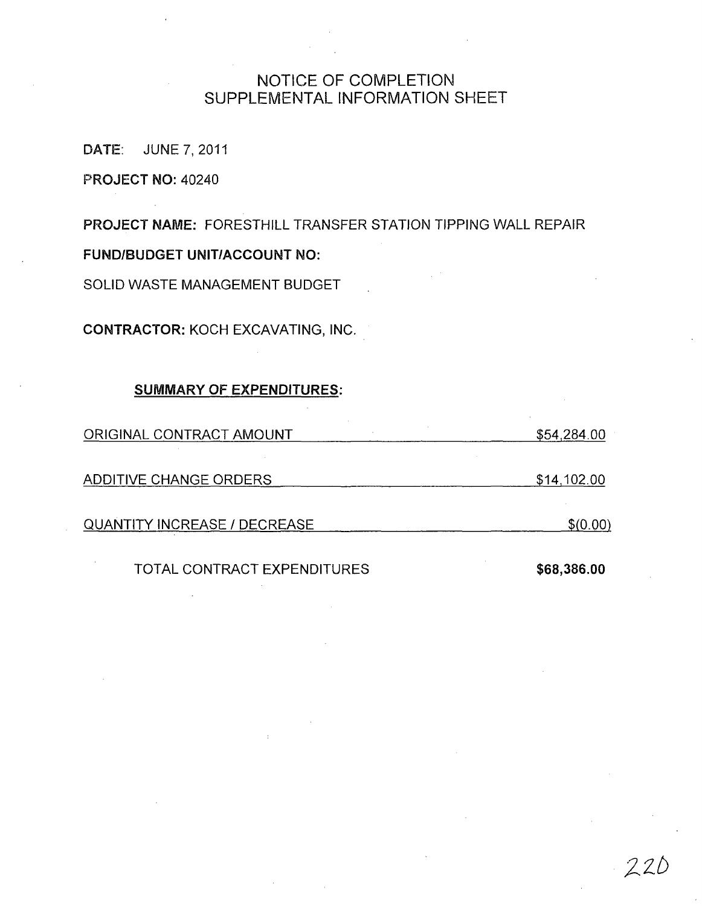# NOTICE OF COMPLETION
# SUPPLEMENTAL INFORMATION SHEET

**DATE:** JUNE 7, 2011

**PROJECT NO:** 40240

**PROJECT NAME:** FORESTHILL TRANSFER STATION TIPPING WALL REPAIR

**FUND/BUDGET UNIT/ACCOUNT NO:**

SOLID WASTE MANAGEMENT BUDGET

**CONTRACTOR:** KOCH EXCAVATING, INC.

**SUMMARY OF EXPENDITURES:**

| | |
|---|---|
| ORIGINAL CONTRACT AMOUNT | \$54,284.00 |
| ADDITIVE CHANGE ORDERS | \$14,102.00 |
| QUANTITY INCREASE / DECREASE | \$(0.00) |
| TOTAL CONTRACT EXPENDITURES | **\$68,386.00** |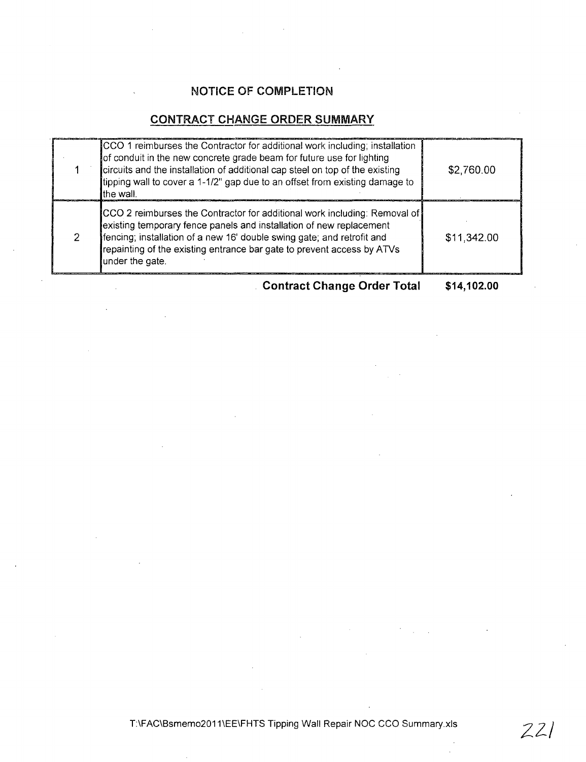## NOTICE OF COMPLETION

## CONTRACT CHANGE ORDER SUMMARY

| | | |
|---|---|---|
| 1 | CCO 1 reimburses the Contractor for additional work including; installation of conduit in the new concrete grade beam for future use for lighting circuits and the installation of additional cap steel on top of the existing tipping wall to cover a 1-1/2" gap due to an offset from existing damage to the wall. | $2,760.00 |
| 2 | CCO 2 reimburses the Contractor for additional work including: Removal of existing temporary fence panels and installation of new replacement fencing; installation of a new 16' double swing gate; and retrofit and repainting of the existing entrance bar gate to prevent access by ATVs under the gate. | $11,342.00 |
| | **Contract Change Order Total** | **$14,102.00** |

T:\FAC\Bsmemo2011\EE\FHTS Tipping Wall Repair NOC CCO Summary.xls